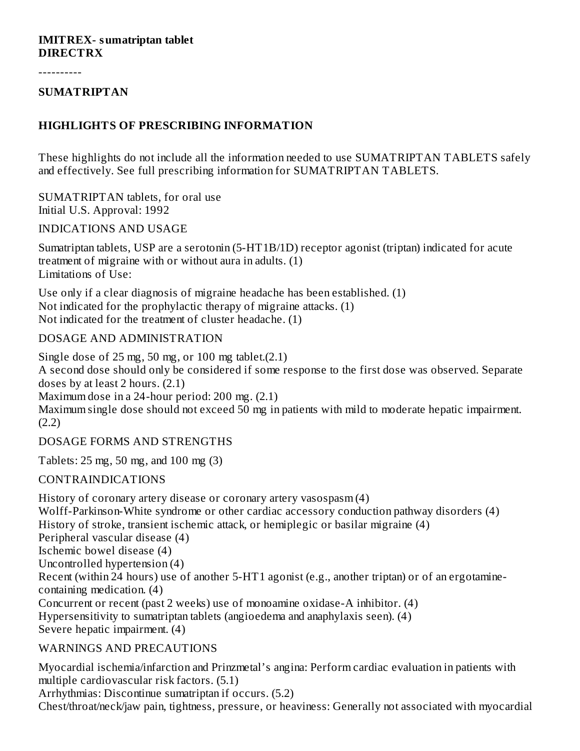**IMITREX- sumatriptan tablet**
**DIRECTRX**

----------

**SUMATRIPTAN**

## HIGHLIGHTS OF PRESCRIBING INFORMATION

These highlights do not include all the information needed to use SUMATRIPTAN TABLETS safely and effectively. See full prescribing information for SUMATRIPTAN TABLETS.

SUMATRIPTAN tablets, for oral use
Initial U.S. Approval: 1992

### INDICATIONS AND USAGE

Sumatriptan tablets, USP are a serotonin (5-HT1B/1D) receptor agonist (triptan) indicated for acute treatment of migraine with or without aura in adults. (1)
Limitations of Use:

Use only if a clear diagnosis of migraine headache has been established. (1)
Not indicated for the prophylactic therapy of migraine attacks. (1)
Not indicated for the treatment of cluster headache. (1)

### DOSAGE AND ADMINISTRATION

Single dose of 25 mg, 50 mg, or 100 mg tablet.(2.1)
A second dose should only be considered if some response to the first dose was observed. Separate doses by at least 2 hours. (2.1)
Maximum dose in a 24-hour period: 200 mg. (2.1)
Maximum single dose should not exceed 50 mg in patients with mild to moderate hepatic impairment. (2.2)

### DOSAGE FORMS AND STRENGTHS

Tablets: 25 mg, 50 mg, and 100 mg (3)

### CONTRAINDICATIONS

History of coronary artery disease or coronary artery vasospasm (4)
Wolff-Parkinson-White syndrome or other cardiac accessory conduction pathway disorders (4)
History of stroke, transient ischemic attack, or hemiplegic or basilar migraine (4)
Peripheral vascular disease (4)
Ischemic bowel disease (4)
Uncontrolled hypertension (4)
Recent (within 24 hours) use of another 5-HT1 agonist (e.g., another triptan) or of an ergotamine-containing medication. (4)
Concurrent or recent (past 2 weeks) use of monoamine oxidase-A inhibitor. (4)
Hypersensitivity to sumatriptan tablets (angioedema and anaphylaxis seen). (4)
Severe hepatic impairment. (4)

### WARNINGS AND PRECAUTIONS

Myocardial ischemia/infarction and Prinzmetal's angina: Perform cardiac evaluation in patients with multiple cardiovascular risk factors. (5.1)
Arrhythmias: Discontinue sumatriptan if occurs. (5.2)
Chest/throat/neck/jaw pain, tightness, pressure, or heaviness: Generally not associated with myocardial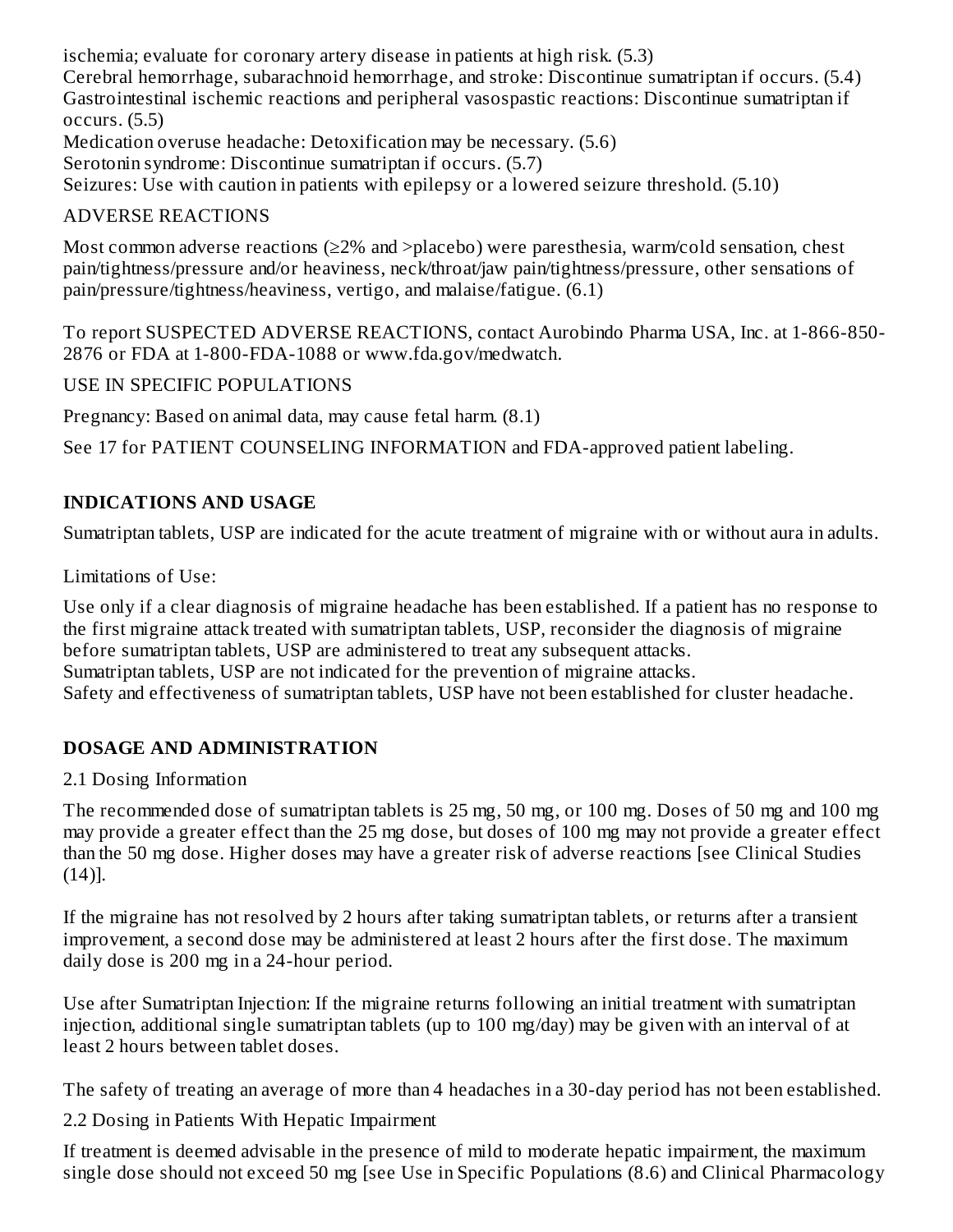ischemia; evaluate for coronary artery disease in patients at high risk. (5.3)
Cerebral hemorrhage, subarachnoid hemorrhage, and stroke: Discontinue sumatriptan if occurs. (5.4)
Gastrointestinal ischemic reactions and peripheral vasospastic reactions: Discontinue sumatriptan if occurs. (5.5)
Medication overuse headache: Detoxification may be necessary. (5.6)
Serotonin syndrome: Discontinue sumatriptan if occurs. (5.7)
Seizures: Use with caution in patients with epilepsy or a lowered seizure threshold. (5.10)

ADVERSE REACTIONS

Most common adverse reactions (≥2% and >placebo) were paresthesia, warm/cold sensation, chest pain/tightness/pressure and/or heaviness, neck/throat/jaw pain/tightness/pressure, other sensations of pain/pressure/tightness/heaviness, vertigo, and malaise/fatigue. (6.1)

To report SUSPECTED ADVERSE REACTIONS, contact Aurobindo Pharma USA, Inc. at 1-866-850-2876 or FDA at 1-800-FDA-1088 or www.fda.gov/medwatch.

USE IN SPECIFIC POPULATIONS

Pregnancy: Based on animal data, may cause fetal harm. (8.1)

See 17 for PATIENT COUNSELING INFORMATION and FDA-approved patient labeling.

## INDICATIONS AND USAGE

Sumatriptan tablets, USP are indicated for the acute treatment of migraine with or without aura in adults.

Limitations of Use:

Use only if a clear diagnosis of migraine headache has been established. If a patient has no response to the first migraine attack treated with sumatriptan tablets, USP, reconsider the diagnosis of migraine before sumatriptan tablets, USP are administered to treat any subsequent attacks.
Sumatriptan tablets, USP are not indicated for the prevention of migraine attacks.
Safety and effectiveness of sumatriptan tablets, USP have not been established for cluster headache.

## DOSAGE AND ADMINISTRATION

2.1 Dosing Information

The recommended dose of sumatriptan tablets is 25 mg, 50 mg, or 100 mg. Doses of 50 mg and 100 mg may provide a greater effect than the 25 mg dose, but doses of 100 mg may not provide a greater effect than the 50 mg dose. Higher doses may have a greater risk of adverse reactions [see Clinical Studies (14)].

If the migraine has not resolved by 2 hours after taking sumatriptan tablets, or returns after a transient improvement, a second dose may be administered at least 2 hours after the first dose. The maximum daily dose is 200 mg in a 24-hour period.

Use after Sumatriptan Injection: If the migraine returns following an initial treatment with sumatriptan injection, additional single sumatriptan tablets (up to 100 mg/day) may be given with an interval of at least 2 hours between tablet doses.

The safety of treating an average of more than 4 headaches in a 30-day period has not been established.

2.2 Dosing in Patients With Hepatic Impairment

If treatment is deemed advisable in the presence of mild to moderate hepatic impairment, the maximum single dose should not exceed 50 mg [see Use in Specific Populations (8.6) and Clinical Pharmacology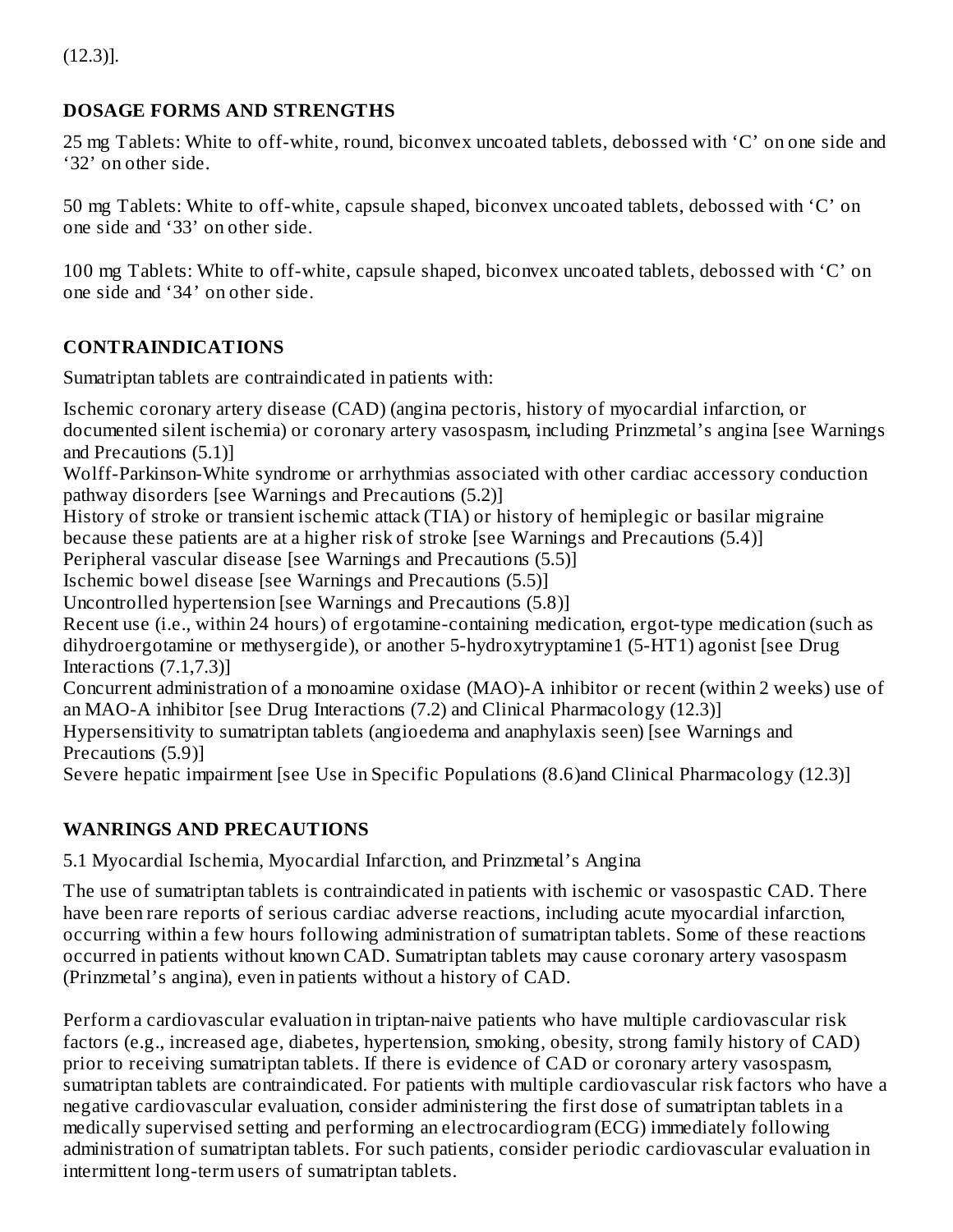(12.3)].

## DOSAGE FORMS AND STRENGTHS

25 mg Tablets: White to off-white, round, biconvex uncoated tablets, debossed with ‘C’ on one side and ‘32’ on other side.

50 mg Tablets: White to off-white, capsule shaped, biconvex uncoated tablets, debossed with ‘C’ on one side and ‘33’ on other side.

100 mg Tablets: White to off-white, capsule shaped, biconvex uncoated tablets, debossed with ‘C’ on one side and ‘34’ on other side.

## CONTRAINDICATIONS

Sumatriptan tablets are contraindicated in patients with:

Ischemic coronary artery disease (CAD) (angina pectoris, history of myocardial infarction, or documented silent ischemia) or coronary artery vasospasm, including Prinzmetal’s angina [see Warnings and Precautions (5.1)]
Wolff-Parkinson-White syndrome or arrhythmias associated with other cardiac accessory conduction pathway disorders [see Warnings and Precautions (5.2)]
History of stroke or transient ischemic attack (TIA) or history of hemiplegic or basilar migraine because these patients are at a higher risk of stroke [see Warnings and Precautions (5.4)]
Peripheral vascular disease [see Warnings and Precautions (5.5)]
Ischemic bowel disease [see Warnings and Precautions (5.5)]
Uncontrolled hypertension [see Warnings and Precautions (5.8)]
Recent use (i.e., within 24 hours) of ergotamine-containing medication, ergot-type medication (such as dihydroergotamine or methysergide), or another 5-hydroxytryptamine1 (5-HT1) agonist [see Drug Interactions (7.1,7.3)]
Concurrent administration of a monoamine oxidase (MAO)-A inhibitor or recent (within 2 weeks) use of an MAO-A inhibitor [see Drug Interactions (7.2) and Clinical Pharmacology (12.3)]
Hypersensitivity to sumatriptan tablets (angioedema and anaphylaxis seen) [see Warnings and Precautions (5.9)]
Severe hepatic impairment [see Use in Specific Populations (8.6)and Clinical Pharmacology (12.3)]

## WANRINGS AND PRECAUTIONS

5.1 Myocardial Ischemia, Myocardial Infarction, and Prinzmetal’s Angina

The use of sumatriptan tablets is contraindicated in patients with ischemic or vasospastic CAD. There have been rare reports of serious cardiac adverse reactions, including acute myocardial infarction, occurring within a few hours following administration of sumatriptan tablets. Some of these reactions occurred in patients without known CAD. Sumatriptan tablets may cause coronary artery vasospasm (Prinzmetal’s angina), even in patients without a history of CAD.

Perform a cardiovascular evaluation in triptan-naive patients who have multiple cardiovascular risk factors (e.g., increased age, diabetes, hypertension, smoking, obesity, strong family history of CAD) prior to receiving sumatriptan tablets. If there is evidence of CAD or coronary artery vasospasm, sumatriptan tablets are contraindicated. For patients with multiple cardiovascular risk factors who have a negative cardiovascular evaluation, consider administering the first dose of sumatriptan tablets in a medically supervised setting and performing an electrocardiogram (ECG) immediately following administration of sumatriptan tablets. For such patients, consider periodic cardiovascular evaluation in intermittent long-term users of sumatriptan tablets.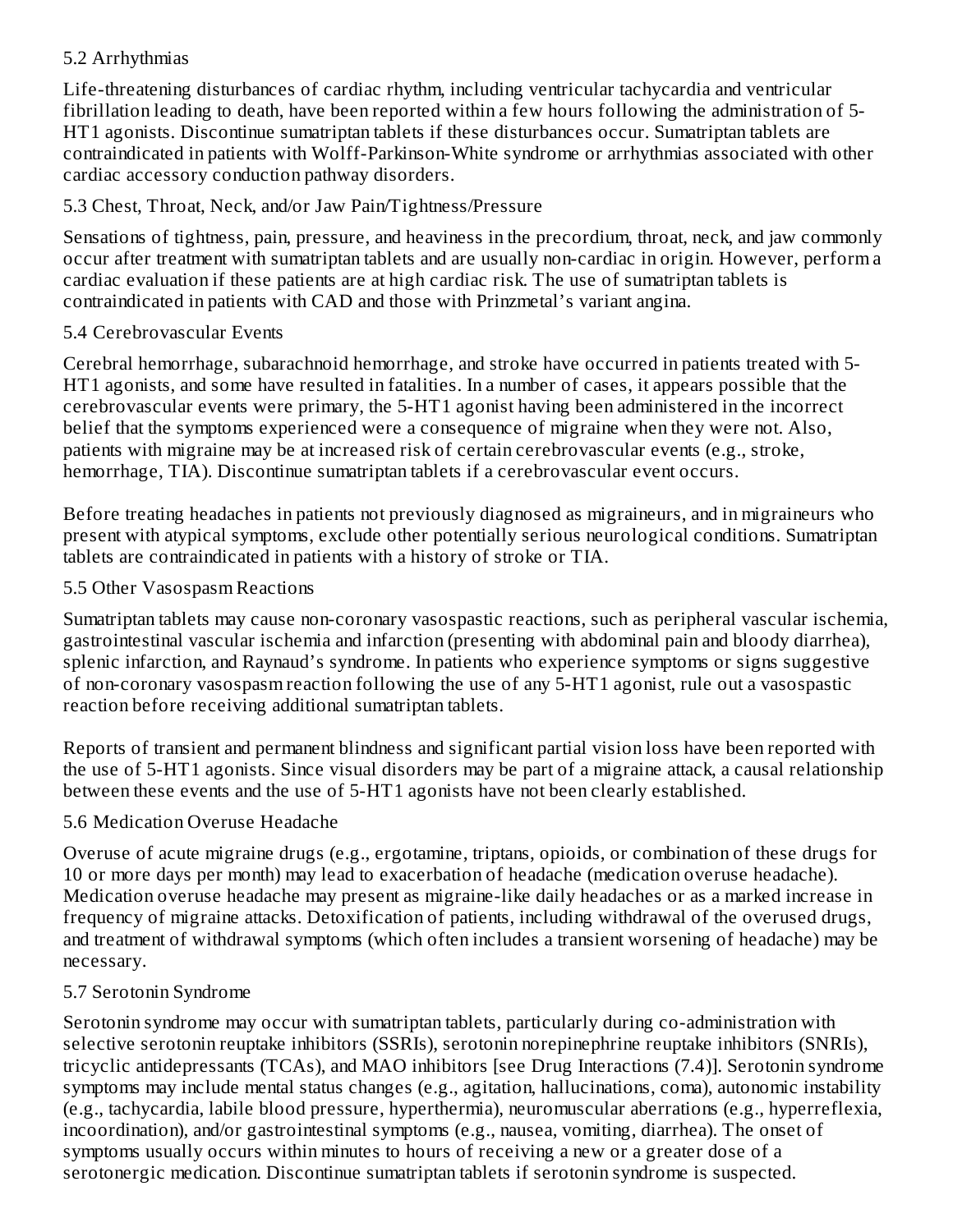### 5.2 Arrhythmias

Life-threatening disturbances of cardiac rhythm, including ventricular tachycardia and ventricular fibrillation leading to death, have been reported within a few hours following the administration of 5-HT1 agonists. Discontinue sumatriptan tablets if these disturbances occur. Sumatriptan tablets are contraindicated in patients with Wolff-Parkinson-White syndrome or arrhythmias associated with other cardiac accessory conduction pathway disorders.

### 5.3 Chest, Throat, Neck, and/or Jaw Pain/Tightness/Pressure

Sensations of tightness, pain, pressure, and heaviness in the precordium, throat, neck, and jaw commonly occur after treatment with sumatriptan tablets and are usually non-cardiac in origin. However, perform a cardiac evaluation if these patients are at high cardiac risk. The use of sumatriptan tablets is contraindicated in patients with CAD and those with Prinzmetal's variant angina.

### 5.4 Cerebrovascular Events

Cerebral hemorrhage, subarachnoid hemorrhage, and stroke have occurred in patients treated with 5-HT1 agonists, and some have resulted in fatalities. In a number of cases, it appears possible that the cerebrovascular events were primary, the 5-HT1 agonist having been administered in the incorrect belief that the symptoms experienced were a consequence of migraine when they were not. Also, patients with migraine may be at increased risk of certain cerebrovascular events (e.g., stroke, hemorrhage, TIA). Discontinue sumatriptan tablets if a cerebrovascular event occurs.

Before treating headaches in patients not previously diagnosed as migraineurs, and in migraineurs who present with atypical symptoms, exclude other potentially serious neurological conditions. Sumatriptan tablets are contraindicated in patients with a history of stroke or TIA.

### 5.5 Other Vasospasm Reactions

Sumatriptan tablets may cause non-coronary vasospastic reactions, such as peripheral vascular ischemia, gastrointestinal vascular ischemia and infarction (presenting with abdominal pain and bloody diarrhea), splenic infarction, and Raynaud's syndrome. In patients who experience symptoms or signs suggestive of non-coronary vasospasm reaction following the use of any 5-HT1 agonist, rule out a vasospastic reaction before receiving additional sumatriptan tablets.

Reports of transient and permanent blindness and significant partial vision loss have been reported with the use of 5-HT1 agonists. Since visual disorders may be part of a migraine attack, a causal relationship between these events and the use of 5-HT1 agonists have not been clearly established.

### 5.6 Medication Overuse Headache

Overuse of acute migraine drugs (e.g., ergotamine, triptans, opioids, or combination of these drugs for 10 or more days per month) may lead to exacerbation of headache (medication overuse headache). Medication overuse headache may present as migraine-like daily headaches or as a marked increase in frequency of migraine attacks. Detoxification of patients, including withdrawal of the overused drugs, and treatment of withdrawal symptoms (which often includes a transient worsening of headache) may be necessary.

### 5.7 Serotonin Syndrome

Serotonin syndrome may occur with sumatriptan tablets, particularly during co-administration with selective serotonin reuptake inhibitors (SSRIs), serotonin norepinephrine reuptake inhibitors (SNRIs), tricyclic antidepressants (TCAs), and MAO inhibitors [see Drug Interactions (7.4)]. Serotonin syndrome symptoms may include mental status changes (e.g., agitation, hallucinations, coma), autonomic instability (e.g., tachycardia, labile blood pressure, hyperthermia), neuromuscular aberrations (e.g., hyperreflexia, incoordination), and/or gastrointestinal symptoms (e.g., nausea, vomiting, diarrhea). The onset of symptoms usually occurs within minutes to hours of receiving a new or a greater dose of a serotonergic medication. Discontinue sumatriptan tablets if serotonin syndrome is suspected.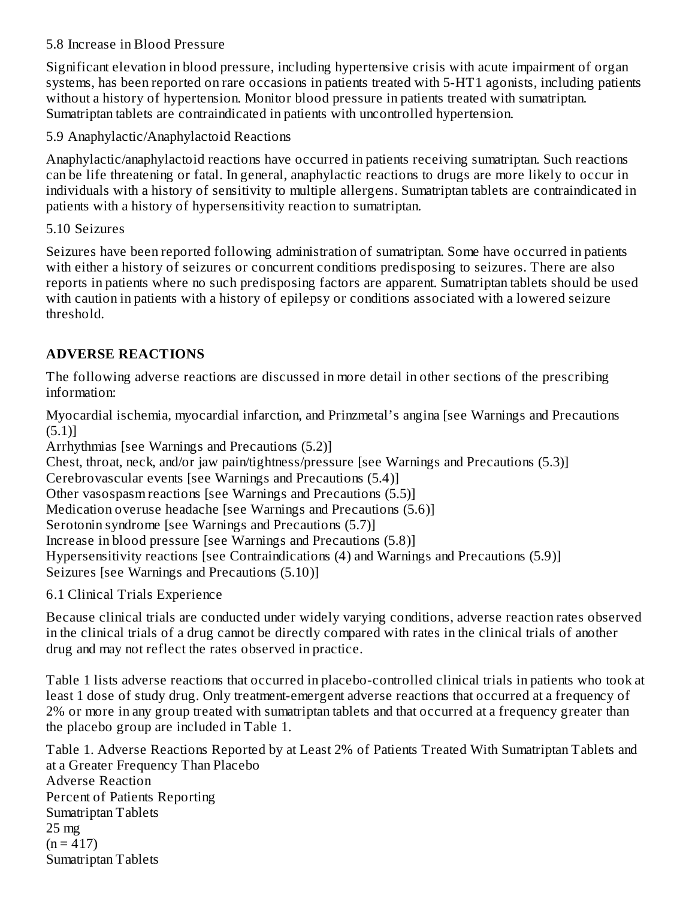### 5.8 Increase in Blood Pressure

Significant elevation in blood pressure, including hypertensive crisis with acute impairment of organ systems, has been reported on rare occasions in patients treated with 5-HT1 agonists, including patients without a history of hypertension. Monitor blood pressure in patients treated with sumatriptan. Sumatriptan tablets are contraindicated in patients with uncontrolled hypertension.

### 5.9 Anaphylactic/Anaphylactoid Reactions

Anaphylactic/anaphylactoid reactions have occurred in patients receiving sumatriptan. Such reactions can be life threatening or fatal. In general, anaphylactic reactions to drugs are more likely to occur in individuals with a history of sensitivity to multiple allergens. Sumatriptan tablets are contraindicated in patients with a history of hypersensitivity reaction to sumatriptan.

### 5.10 Seizures

Seizures have been reported following administration of sumatriptan. Some have occurred in patients with either a history of seizures or concurrent conditions predisposing to seizures. There are also reports in patients where no such predisposing factors are apparent. Sumatriptan tablets should be used with caution in patients with a history of epilepsy or conditions associated with a lowered seizure threshold.

## ADVERSE REACTIONS

The following adverse reactions are discussed in more detail in other sections of the prescribing information:

Myocardial ischemia, myocardial infarction, and Prinzmetal's angina [see Warnings and Precautions (5.1)]
Arrhythmias [see Warnings and Precautions (5.2)]
Chest, throat, neck, and/or jaw pain/tightness/pressure [see Warnings and Precautions (5.3)]
Cerebrovascular events [see Warnings and Precautions (5.4)]
Other vasospasm reactions [see Warnings and Precautions (5.5)]
Medication overuse headache [see Warnings and Precautions (5.6)]
Serotonin syndrome [see Warnings and Precautions (5.7)]
Increase in blood pressure [see Warnings and Precautions (5.8)]
Hypersensitivity reactions [see Contraindications (4) and Warnings and Precautions (5.9)]
Seizures [see Warnings and Precautions (5.10)]

### 6.1 Clinical Trials Experience

Because clinical trials are conducted under widely varying conditions, adverse reaction rates observed in the clinical trials of a drug cannot be directly compared with rates in the clinical trials of another drug and may not reflect the rates observed in practice.

Table 1 lists adverse reactions that occurred in placebo-controlled clinical trials in patients who took at least 1 dose of study drug. Only treatment-emergent adverse reactions that occurred at a frequency of 2% or more in any group treated with sumatriptan tablets and that occurred at a frequency greater than the placebo group are included in Table 1.

Table 1. Adverse Reactions Reported by at Least 2% of Patients Treated With Sumatriptan Tablets and at a Greater Frequency Than Placebo

Adverse Reaction
Percent of Patients Reporting
Sumatriptan Tablets
25 mg
(n = 417)
Sumatriptan Tablets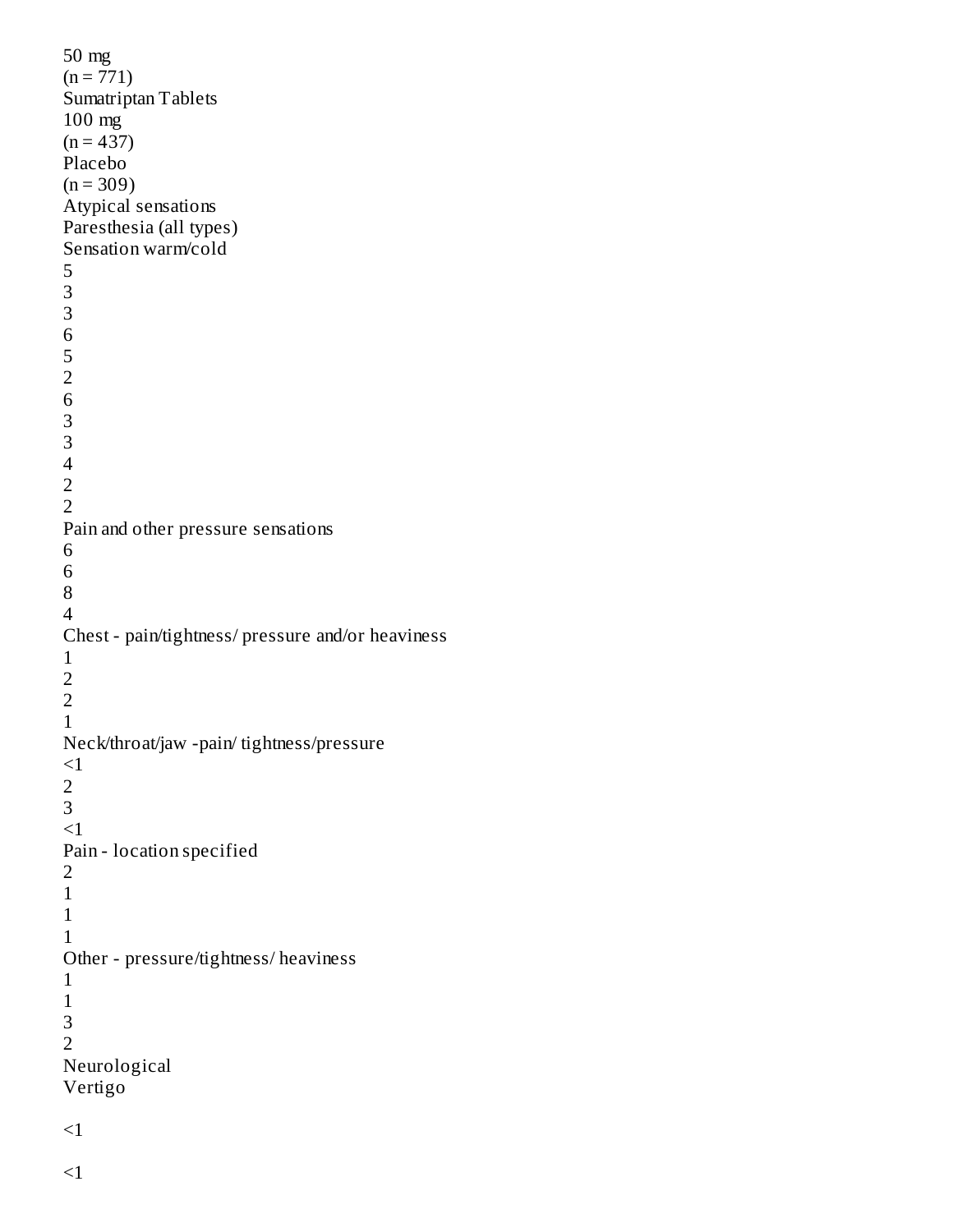| | | 50 mg (n = 771) | Sumatriptan Tablets 100 mg (n = 437) | Placebo (n = 309) |
|---|---|---|---|---|
| Atypical sensations | 5 | 6 | 6 | 4 |
| Paresthesia (all types) | 3 | 5 | 3 | 2 |
| Sensation warm/cold | 3 | 2 | 3 | 2 |
| Pain and other pressure sensations | 6 | 6 | 8 | 4 |
| Chest - pain/tightness/ pressure and/or heaviness | 1 | 2 | 2 | 1 |
| Neck/throat/jaw -pain/ tightness/pressure | <1 | 2 | 3 | <1 |
| Pain - location specified | 2 | 1 | 1 | 1 |
| Other - pressure/tightness/ heaviness | 1 | 1 | 3 | 2 |
| Neurological | | | | |
| Vertigo | <1 | <1 | | |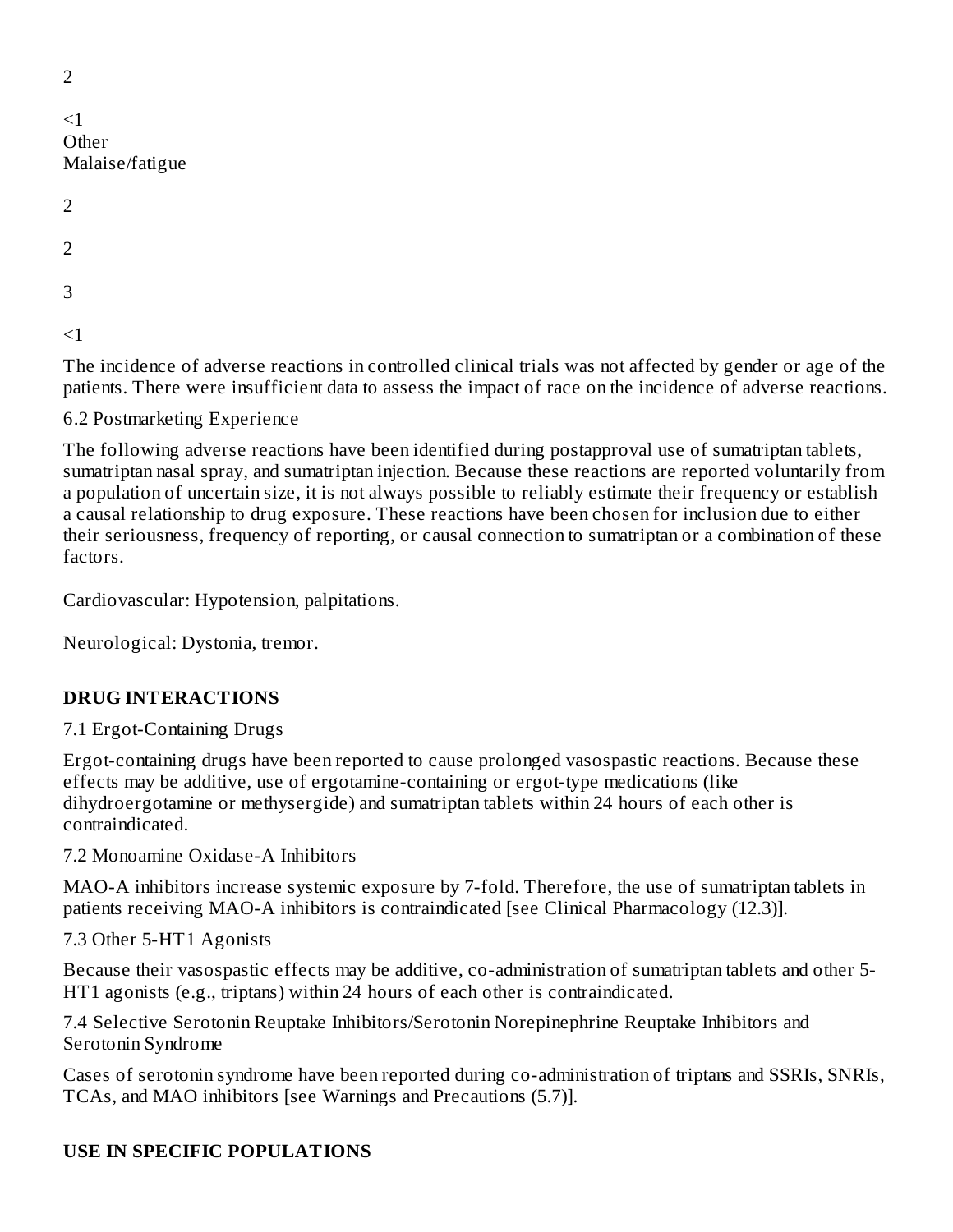2

<1
Other
Malaise/fatigue

2

2

3

<1

The incidence of adverse reactions in controlled clinical trials was not affected by gender or age of the patients. There were insufficient data to assess the impact of race on the incidence of adverse reactions.

6.2 Postmarketing Experience

The following adverse reactions have been identified during postapproval use of sumatriptan tablets, sumatriptan nasal spray, and sumatriptan injection. Because these reactions are reported voluntarily from a population of uncertain size, it is not always possible to reliably estimate their frequency or establish a causal relationship to drug exposure. These reactions have been chosen for inclusion due to either their seriousness, frequency of reporting, or causal connection to sumatriptan or a combination of these factors.

Cardiovascular: Hypotension, palpitations.

Neurological: Dystonia, tremor.

## DRUG INTERACTIONS

7.1 Ergot-Containing Drugs

Ergot-containing drugs have been reported to cause prolonged vasospastic reactions. Because these effects may be additive, use of ergotamine-containing or ergot-type medications (like dihydroergotamine or methysergide) and sumatriptan tablets within 24 hours of each other is contraindicated.

7.2 Monoamine Oxidase-A Inhibitors

MAO-A inhibitors increase systemic exposure by 7-fold. Therefore, the use of sumatriptan tablets in patients receiving MAO-A inhibitors is contraindicated [see Clinical Pharmacology (12.3)].

7.3 Other 5-HT1 Agonists

Because their vasospastic effects may be additive, co-administration of sumatriptan tablets and other 5-HT1 agonists (e.g., triptans) within 24 hours of each other is contraindicated.

7.4 Selective Serotonin Reuptake Inhibitors/Serotonin Norepinephrine Reuptake Inhibitors and Serotonin Syndrome

Cases of serotonin syndrome have been reported during co-administration of triptans and SSRIs, SNRIs, TCAs, and MAO inhibitors [see Warnings and Precautions (5.7)].

## USE IN SPECIFIC POPULATIONS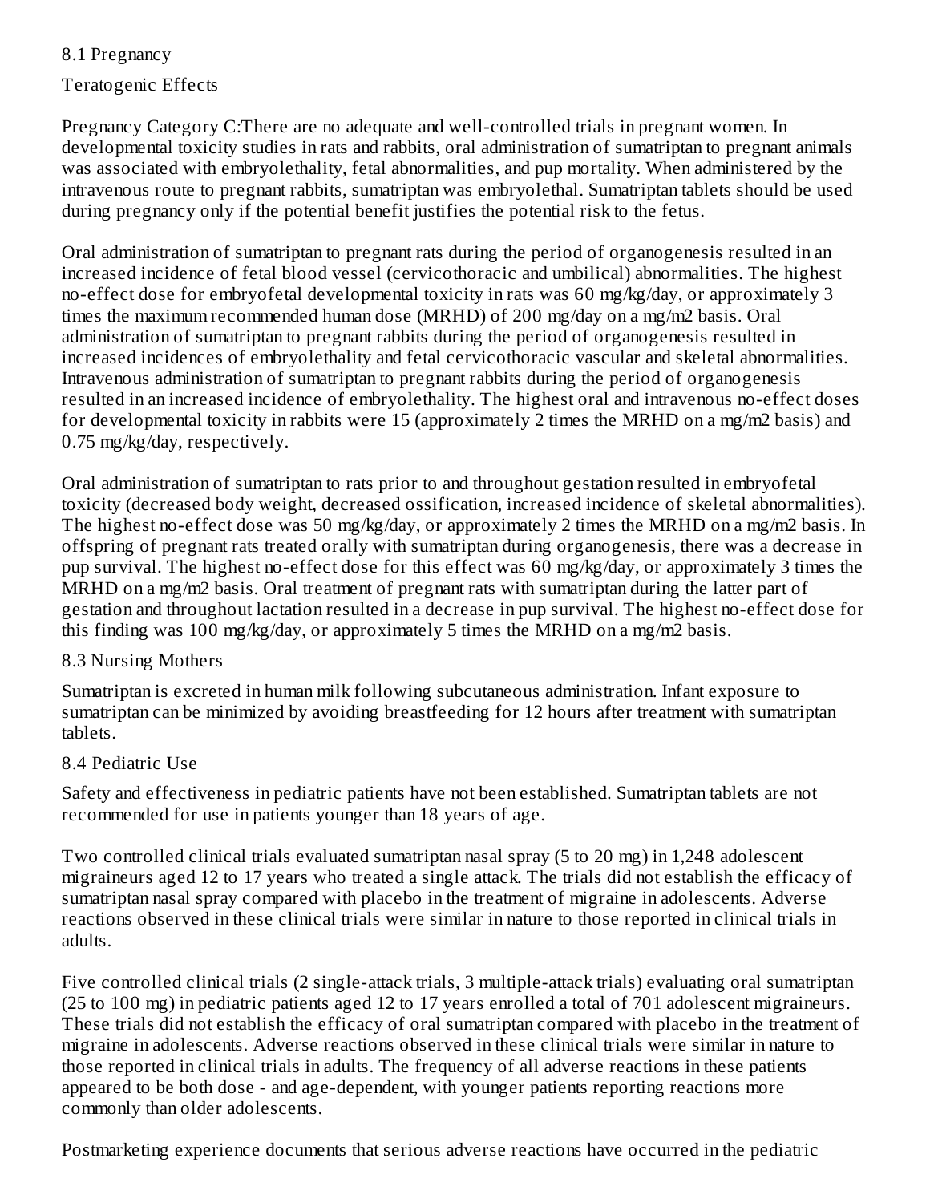## 8.1 Pregnancy

### Teratogenic Effects

Pregnancy Category C:There are no adequate and well-controlled trials in pregnant women. In developmental toxicity studies in rats and rabbits, oral administration of sumatriptan to pregnant animals was associated with embryolethality, fetal abnormalities, and pup mortality. When administered by the intravenous route to pregnant rabbits, sumatriptan was embryolethal. Sumatriptan tablets should be used during pregnancy only if the potential benefit justifies the potential risk to the fetus.

Oral administration of sumatriptan to pregnant rats during the period of organogenesis resulted in an increased incidence of fetal blood vessel (cervicothoracic and umbilical) abnormalities. The highest no-effect dose for embryofetal developmental toxicity in rats was 60 mg/kg/day, or approximately 3 times the maximum recommended human dose (MRHD) of 200 mg/day on a mg/m2 basis. Oral administration of sumatriptan to pregnant rabbits during the period of organogenesis resulted in increased incidences of embryolethality and fetal cervicothoracic vascular and skeletal abnormalities. Intravenous administration of sumatriptan to pregnant rabbits during the period of organogenesis resulted in an increased incidence of embryolethality. The highest oral and intravenous no-effect doses for developmental toxicity in rabbits were 15 (approximately 2 times the MRHD on a mg/m2 basis) and 0.75 mg/kg/day, respectively.

Oral administration of sumatriptan to rats prior to and throughout gestation resulted in embryofetal toxicity (decreased body weight, decreased ossification, increased incidence of skeletal abnormalities). The highest no-effect dose was 50 mg/kg/day, or approximately 2 times the MRHD on a mg/m2 basis. In offspring of pregnant rats treated orally with sumatriptan during organogenesis, there was a decrease in pup survival. The highest no-effect dose for this effect was 60 mg/kg/day, or approximately 3 times the MRHD on a mg/m2 basis. Oral treatment of pregnant rats with sumatriptan during the latter part of gestation and throughout lactation resulted in a decrease in pup survival. The highest no-effect dose for this finding was 100 mg/kg/day, or approximately 5 times the MRHD on a mg/m2 basis.

## 8.3 Nursing Mothers

Sumatriptan is excreted in human milk following subcutaneous administration. Infant exposure to sumatriptan can be minimized by avoiding breastfeeding for 12 hours after treatment with sumatriptan tablets.

## 8.4 Pediatric Use

Safety and effectiveness in pediatric patients have not been established. Sumatriptan tablets are not recommended for use in patients younger than 18 years of age.

Two controlled clinical trials evaluated sumatriptan nasal spray (5 to 20 mg) in 1,248 adolescent migraineurs aged 12 to 17 years who treated a single attack. The trials did not establish the efficacy of sumatriptan nasal spray compared with placebo in the treatment of migraine in adolescents. Adverse reactions observed in these clinical trials were similar in nature to those reported in clinical trials in adults.

Five controlled clinical trials (2 single-attack trials, 3 multiple-attack trials) evaluating oral sumatriptan (25 to 100 mg) in pediatric patients aged 12 to 17 years enrolled a total of 701 adolescent migraineurs. These trials did not establish the efficacy of oral sumatriptan compared with placebo in the treatment of migraine in adolescents. Adverse reactions observed in these clinical trials were similar in nature to those reported in clinical trials in adults. The frequency of all adverse reactions in these patients appeared to be both dose - and age-dependent, with younger patients reporting reactions more commonly than older adolescents.

Postmarketing experience documents that serious adverse reactions have occurred in the pediatric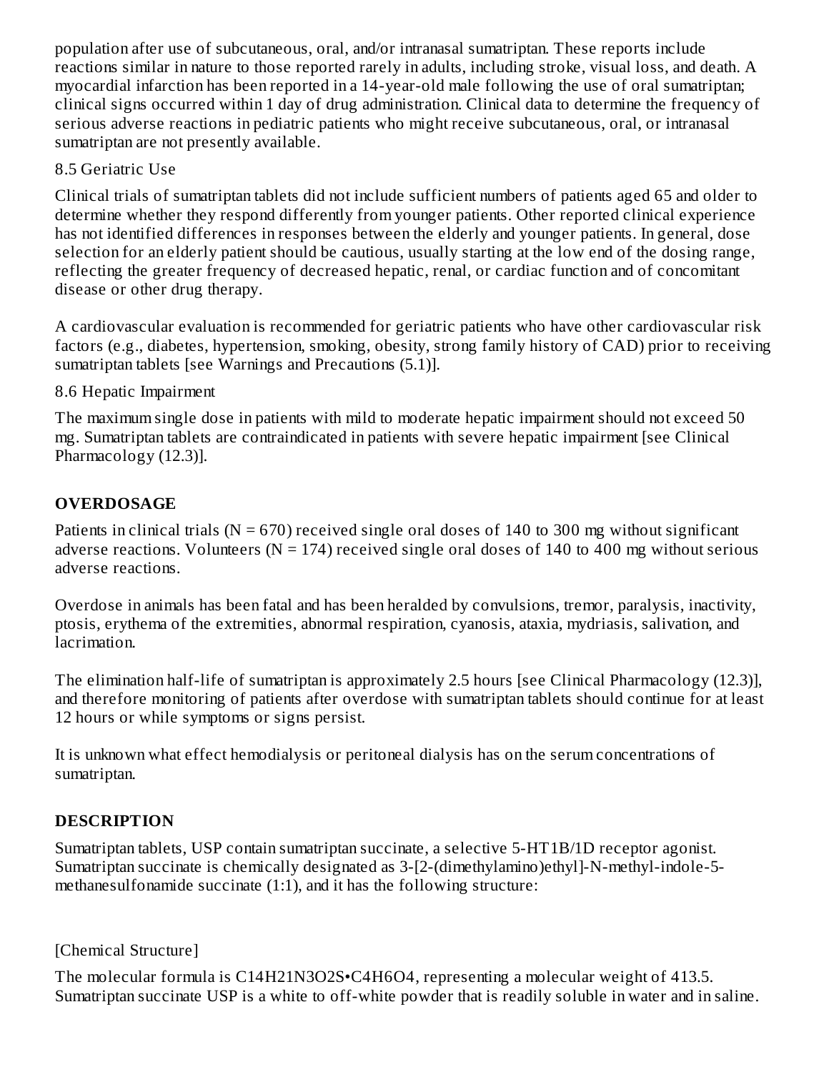population after use of subcutaneous, oral, and/or intranasal sumatriptan. These reports include reactions similar in nature to those reported rarely in adults, including stroke, visual loss, and death. A myocardial infarction has been reported in a 14-year-old male following the use of oral sumatriptan; clinical signs occurred within 1 day of drug administration. Clinical data to determine the frequency of serious adverse reactions in pediatric patients who might receive subcutaneous, oral, or intranasal sumatriptan are not presently available.

### 8.5 Geriatric Use

Clinical trials of sumatriptan tablets did not include sufficient numbers of patients aged 65 and older to determine whether they respond differently from younger patients. Other reported clinical experience has not identified differences in responses between the elderly and younger patients. In general, dose selection for an elderly patient should be cautious, usually starting at the low end of the dosing range, reflecting the greater frequency of decreased hepatic, renal, or cardiac function and of concomitant disease or other drug therapy.

A cardiovascular evaluation is recommended for geriatric patients who have other cardiovascular risk factors (e.g., diabetes, hypertension, smoking, obesity, strong family history of CAD) prior to receiving sumatriptan tablets [see Warnings and Precautions (5.1)].

### 8.6 Hepatic Impairment

The maximum single dose in patients with mild to moderate hepatic impairment should not exceed 50 mg. Sumatriptan tablets are contraindicated in patients with severe hepatic impairment [see Clinical Pharmacology (12.3)].

## OVERDOSAGE

Patients in clinical trials (N = 670) received single oral doses of 140 to 300 mg without significant adverse reactions. Volunteers (N = 174) received single oral doses of 140 to 400 mg without serious adverse reactions.

Overdose in animals has been fatal and has been heralded by convulsions, tremor, paralysis, inactivity, ptosis, erythema of the extremities, abnormal respiration, cyanosis, ataxia, mydriasis, salivation, and lacrimation.

The elimination half-life of sumatriptan is approximately 2.5 hours [see Clinical Pharmacology (12.3)], and therefore monitoring of patients after overdose with sumatriptan tablets should continue for at least 12 hours or while symptoms or signs persist.

It is unknown what effect hemodialysis or peritoneal dialysis has on the serum concentrations of sumatriptan.

## DESCRIPTION

Sumatriptan tablets, USP contain sumatriptan succinate, a selective 5-HT1B/1D receptor agonist. Sumatriptan succinate is chemically designated as 3-[2-(dimethylamino)ethyl]-N-methyl-indole-5-methanesulfonamide succinate (1:1), and it has the following structure:

[Chemical Structure]

The molecular formula is $C_{14}H_{21}N_3O_2S \cdot C_4H_6O_4$, representing a molecular weight of 413.5. Sumatriptan succinate USP is a white to off-white powder that is readily soluble in water and in saline.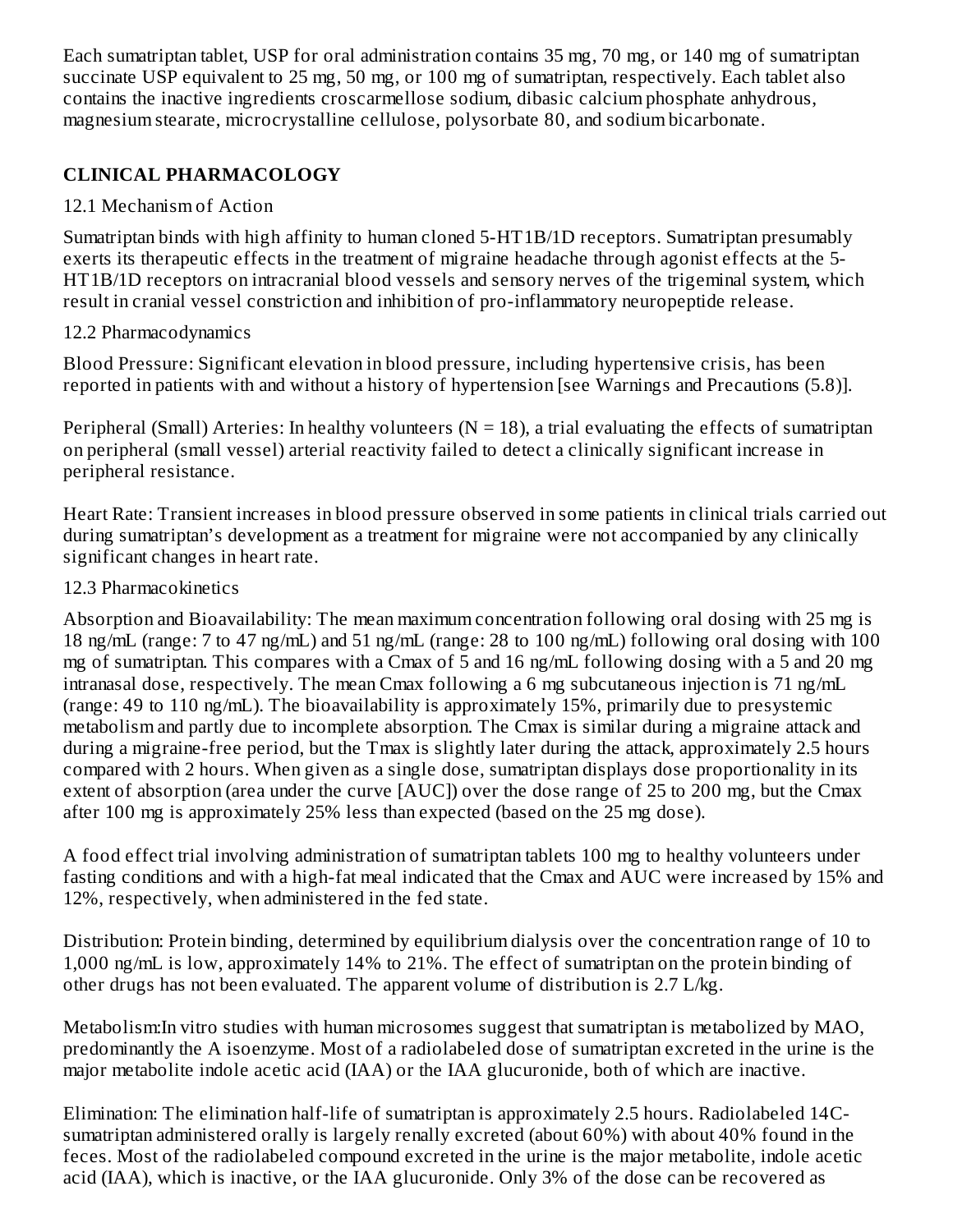Each sumatriptan tablet, USP for oral administration contains 35 mg, 70 mg, or 140 mg of sumatriptan succinate USP equivalent to 25 mg, 50 mg, or 100 mg of sumatriptan, respectively. Each tablet also contains the inactive ingredients croscarmellose sodium, dibasic calcium phosphate anhydrous, magnesium stearate, microcrystalline cellulose, polysorbate 80, and sodium bicarbonate.

## CLINICAL PHARMACOLOGY

### 12.1 Mechanism of Action

Sumatriptan binds with high affinity to human cloned 5-HT1B/1D receptors. Sumatriptan presumably exerts its therapeutic effects in the treatment of migraine headache through agonist effects at the 5-HT1B/1D receptors on intracranial blood vessels and sensory nerves of the trigeminal system, which result in cranial vessel constriction and inhibition of pro-inflammatory neuropeptide release.

### 12.2 Pharmacodynamics

Blood Pressure: Significant elevation in blood pressure, including hypertensive crisis, has been reported in patients with and without a history of hypertension [see Warnings and Precautions (5.8)].

Peripheral (Small) Arteries: In healthy volunteers (N = 18), a trial evaluating the effects of sumatriptan on peripheral (small vessel) arterial reactivity failed to detect a clinically significant increase in peripheral resistance.

Heart Rate: Transient increases in blood pressure observed in some patients in clinical trials carried out during sumatriptan's development as a treatment for migraine were not accompanied by any clinically significant changes in heart rate.

### 12.3 Pharmacokinetics

Absorption and Bioavailability: The mean maximum concentration following oral dosing with 25 mg is 18 ng/mL (range: 7 to 47 ng/mL) and 51 ng/mL (range: 28 to 100 ng/mL) following oral dosing with 100 mg of sumatriptan. This compares with a Cmax of 5 and 16 ng/mL following dosing with a 5 and 20 mg intranasal dose, respectively. The mean Cmax following a 6 mg subcutaneous injection is 71 ng/mL (range: 49 to 110 ng/mL). The bioavailability is approximately 15%, primarily due to presystemic metabolism and partly due to incomplete absorption. The Cmax is similar during a migraine attack and during a migraine-free period, but the Tmax is slightly later during the attack, approximately 2.5 hours compared with 2 hours. When given as a single dose, sumatriptan displays dose proportionality in its extent of absorption (area under the curve [AUC]) over the dose range of 25 to 200 mg, but the Cmax after 100 mg is approximately 25% less than expected (based on the 25 mg dose).

A food effect trial involving administration of sumatriptan tablets 100 mg to healthy volunteers under fasting conditions and with a high-fat meal indicated that the Cmax and AUC were increased by 15% and 12%, respectively, when administered in the fed state.

Distribution: Protein binding, determined by equilibrium dialysis over the concentration range of 10 to 1,000 ng/mL is low, approximately 14% to 21%. The effect of sumatriptan on the protein binding of other drugs has not been evaluated. The apparent volume of distribution is 2.7 L/kg.

Metabolism:In vitro studies with human microsomes suggest that sumatriptan is metabolized by MAO, predominantly the A isoenzyme. Most of a radiolabeled dose of sumatriptan excreted in the urine is the major metabolite indole acetic acid (IAA) or the IAA glucuronide, both of which are inactive.

Elimination: The elimination half-life of sumatriptan is approximately 2.5 hours. Radiolabeled 14C-sumatriptan administered orally is largely renally excreted (about 60%) with about 40% found in the feces. Most of the radiolabeled compound excreted in the urine is the major metabolite, indole acetic acid (IAA), which is inactive, or the IAA glucuronide. Only 3% of the dose can be recovered as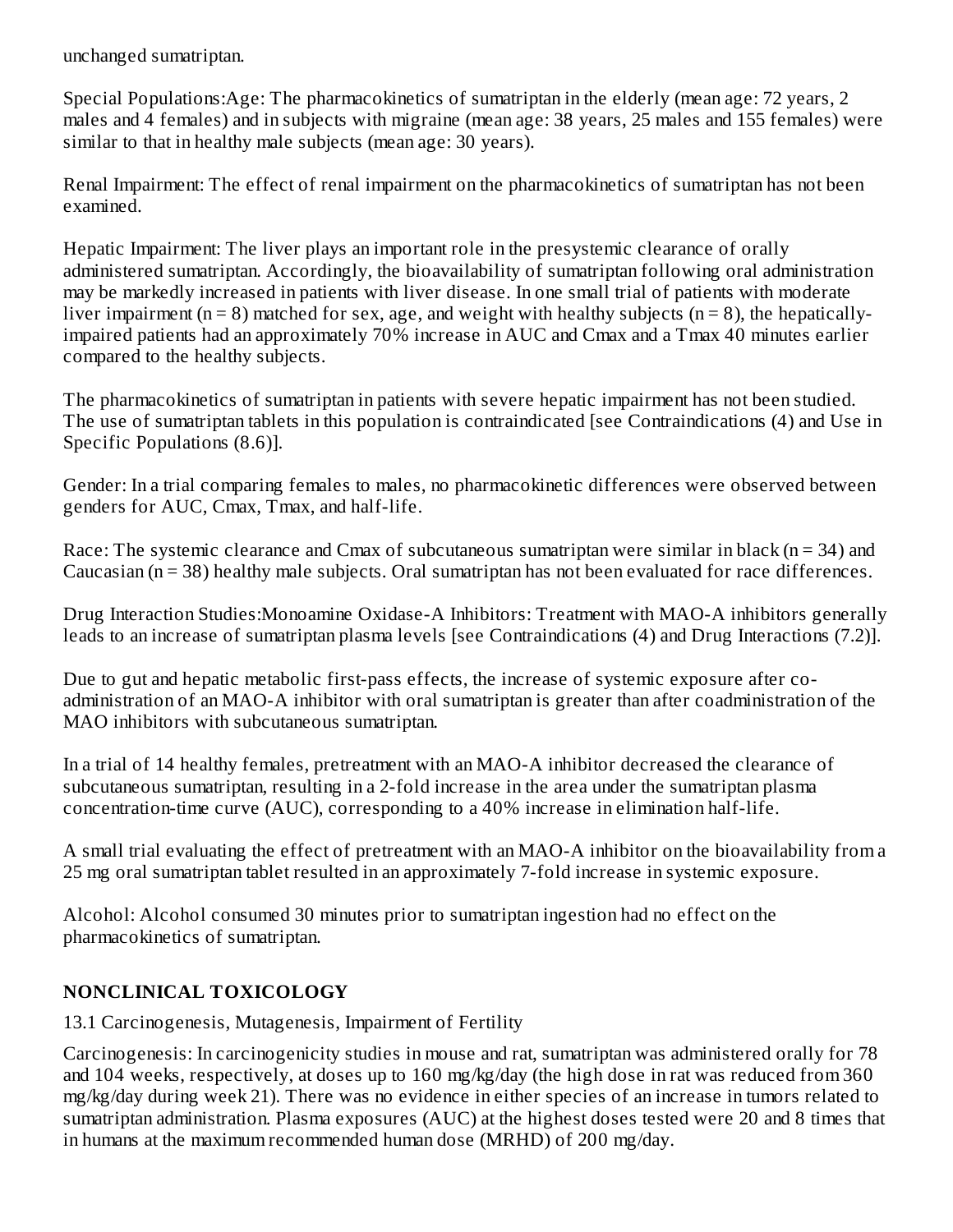unchanged sumatriptan.

Special Populations:Age: The pharmacokinetics of sumatriptan in the elderly (mean age: 72 years, 2 males and 4 females) and in subjects with migraine (mean age: 38 years, 25 males and 155 females) were similar to that in healthy male subjects (mean age: 30 years).

Renal Impairment: The effect of renal impairment on the pharmacokinetics of sumatriptan has not been examined.

Hepatic Impairment: The liver plays an important role in the presystemic clearance of orally administered sumatriptan. Accordingly, the bioavailability of sumatriptan following oral administration may be markedly increased in patients with liver disease. In one small trial of patients with moderate liver impairment (n = 8) matched for sex, age, and weight with healthy subjects (n = 8), the hepatically-impaired patients had an approximately 70% increase in AUC and Cmax and a Tmax 40 minutes earlier compared to the healthy subjects.

The pharmacokinetics of sumatriptan in patients with severe hepatic impairment has not been studied. The use of sumatriptan tablets in this population is contraindicated [see Contraindications (4) and Use in Specific Populations (8.6)].

Gender: In a trial comparing females to males, no pharmacokinetic differences were observed between genders for AUC, Cmax, Tmax, and half-life.

Race: The systemic clearance and Cmax of subcutaneous sumatriptan were similar in black (n = 34) and Caucasian (n = 38) healthy male subjects. Oral sumatriptan has not been evaluated for race differences.

Drug Interaction Studies:Monoamine Oxidase-A Inhibitors: Treatment with MAO-A inhibitors generally leads to an increase of sumatriptan plasma levels [see Contraindications (4) and Drug Interactions (7.2)].

Due to gut and hepatic metabolic first-pass effects, the increase of systemic exposure after co-administration of an MAO-A inhibitor with oral sumatriptan is greater than after coadministration of the MAO inhibitors with subcutaneous sumatriptan.

In a trial of 14 healthy females, pretreatment with an MAO-A inhibitor decreased the clearance of subcutaneous sumatriptan, resulting in a 2-fold increase in the area under the sumatriptan plasma concentration-time curve (AUC), corresponding to a 40% increase in elimination half-life.

A small trial evaluating the effect of pretreatment with an MAO-A inhibitor on the bioavailability from a 25 mg oral sumatriptan tablet resulted in an approximately 7-fold increase in systemic exposure.

Alcohol: Alcohol consumed 30 minutes prior to sumatriptan ingestion had no effect on the pharmacokinetics of sumatriptan.

## NONCLINICAL TOXICOLOGY

13.1 Carcinogenesis, Mutagenesis, Impairment of Fertility

Carcinogenesis: In carcinogenicity studies in mouse and rat, sumatriptan was administered orally for 78 and 104 weeks, respectively, at doses up to 160 mg/kg/day (the high dose in rat was reduced from 360 mg/kg/day during week 21). There was no evidence in either species of an increase in tumors related to sumatriptan administration. Plasma exposures (AUC) at the highest doses tested were 20 and 8 times that in humans at the maximum recommended human dose (MRHD) of 200 mg/day.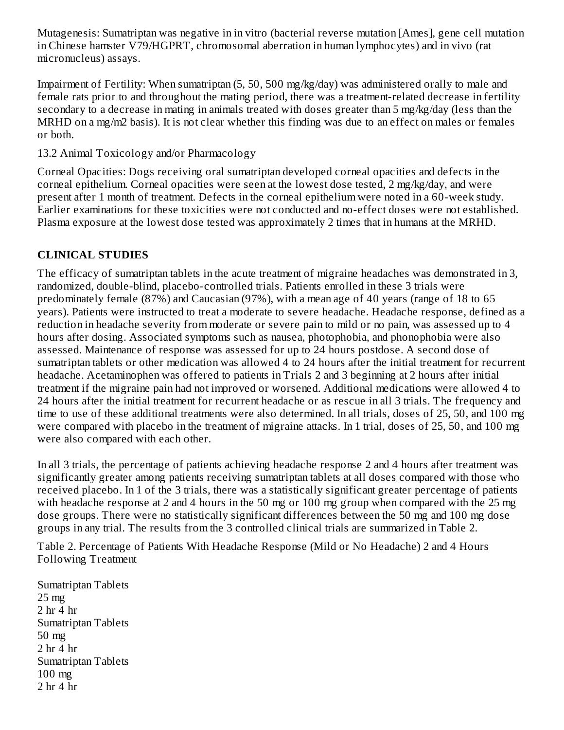Mutagenesis: Sumatriptan was negative in in vitro (bacterial reverse mutation [Ames], gene cell mutation in Chinese hamster V79/HGPRT, chromosomal aberration in human lymphocytes) and in vivo (rat micronucleus) assays.

Impairment of Fertility: When sumatriptan (5, 50, 500 mg/kg/day) was administered orally to male and female rats prior to and throughout the mating period, there was a treatment-related decrease in fertility secondary to a decrease in mating in animals treated with doses greater than 5 mg/kg/day (less than the MRHD on a mg/m2 basis). It is not clear whether this finding was due to an effect on males or females or both.

13.2 Animal Toxicology and/or Pharmacology

Corneal Opacities: Dogs receiving oral sumatriptan developed corneal opacities and defects in the corneal epithelium. Corneal opacities were seen at the lowest dose tested, 2 mg/kg/day, and were present after 1 month of treatment. Defects in the corneal epithelium were noted in a 60-week study. Earlier examinations for these toxicities were not conducted and no-effect doses were not established. Plasma exposure at the lowest dose tested was approximately 2 times that in humans at the MRHD.

## CLINICAL STUDIES

The efficacy of sumatriptan tablets in the acute treatment of migraine headaches was demonstrated in 3, randomized, double-blind, placebo-controlled trials. Patients enrolled in these 3 trials were predominately female (87%) and Caucasian (97%), with a mean age of 40 years (range of 18 to 65 years). Patients were instructed to treat a moderate to severe headache. Headache response, defined as a reduction in headache severity from moderate or severe pain to mild or no pain, was assessed up to 4 hours after dosing. Associated symptoms such as nausea, photophobia, and phonophobia were also assessed. Maintenance of response was assessed for up to 24 hours postdose. A second dose of sumatriptan tablets or other medication was allowed 4 to 24 hours after the initial treatment for recurrent headache. Acetaminophen was offered to patients in Trials 2 and 3 beginning at 2 hours after initial treatment if the migraine pain had not improved or worsened. Additional medications were allowed 4 to 24 hours after the initial treatment for recurrent headache or as rescue in all 3 trials. The frequency and time to use of these additional treatments were also determined. In all trials, doses of 25, 50, and 100 mg were compared with placebo in the treatment of migraine attacks. In 1 trial, doses of 25, 50, and 100 mg were also compared with each other.

In all 3 trials, the percentage of patients achieving headache response 2 and 4 hours after treatment was significantly greater among patients receiving sumatriptan tablets at all doses compared with those who received placebo. In 1 of the 3 trials, there was a statistically significant greater percentage of patients with headache response at 2 and 4 hours in the 50 mg or 100 mg group when compared with the 25 mg dose groups. There were no statistically significant differences between the 50 mg and 100 mg dose groups in any trial. The results from the 3 controlled clinical trials are summarized in Table 2.

Table 2. Percentage of Patients With Headache Response (Mild or No Headache) 2 and 4 Hours Following Treatment

| Sumatriptan Tablets 25 mg | | Sumatriptan Tablets 50 mg | | Sumatriptan Tablets 100 mg | |
|---|---|---|---|---|---|
| 2 hr | 4 hr | 2 hr | 4 hr | 2 hr | 4 hr |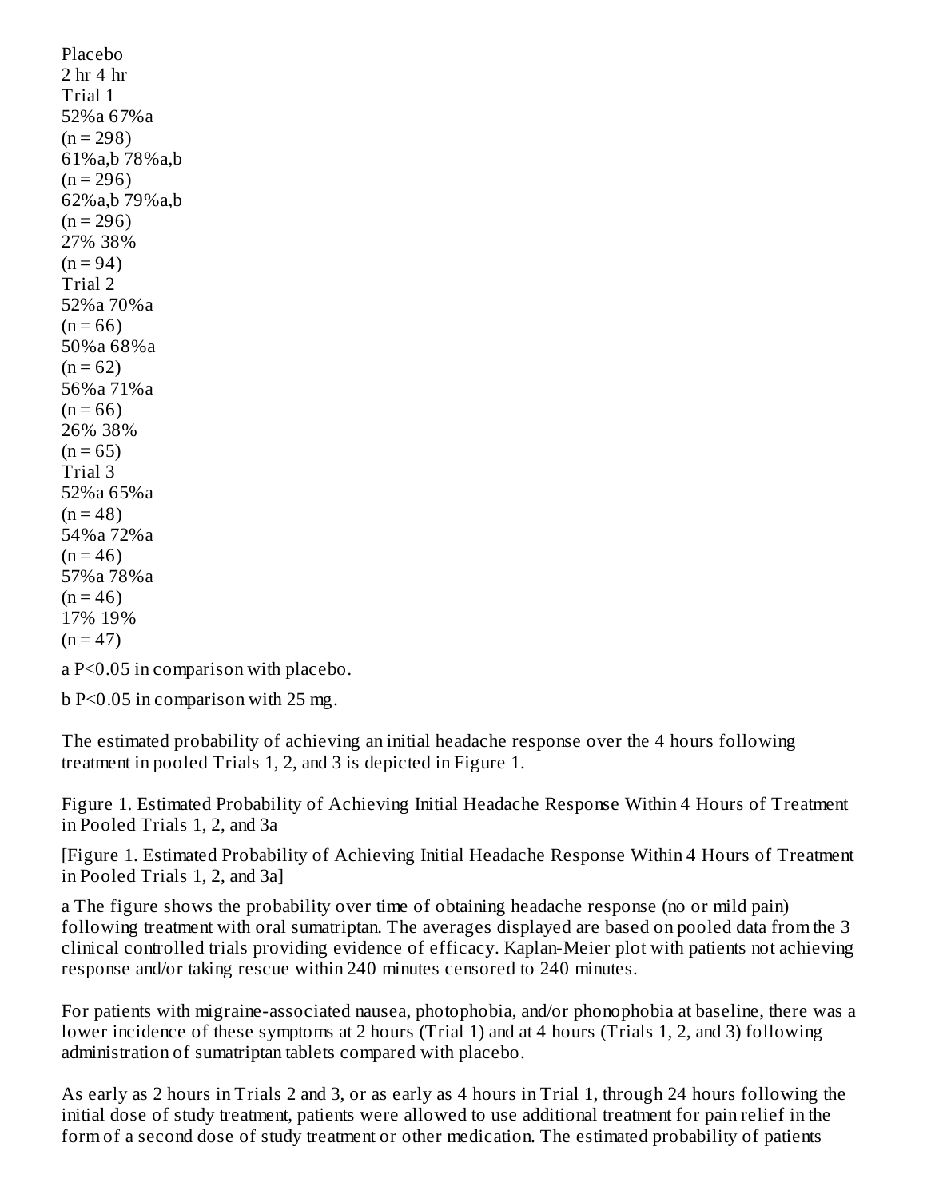Placebo
2 hr 4 hr
Trial 1
52%a 67%a
(n = 298)
61%a,b 78%a,b
(n = 296)
62%a,b 79%a,b
(n = 296)
27% 38%
(n = 94)
Trial 2
52%a 70%a
(n = 66)
50%a 68%a
(n = 62)
56%a 71%a
(n = 66)
26% 38%
(n = 65)
Trial 3
52%a 65%a
(n = 48)
54%a 72%a
(n = 46)
57%a 78%a
(n = 46)
17% 19%
(n = 47)

a $P<0.05$ in comparison with placebo.

b $P<0.05$ in comparison with 25 mg.

The estimated probability of achieving an initial headache response over the 4 hours following treatment in pooled Trials 1, 2, and 3 is depicted in Figure 1.

Figure 1. Estimated Probability of Achieving Initial Headache Response Within 4 Hours of Treatment in Pooled Trials 1, 2, and 3a

[Figure 1. Estimated Probability of Achieving Initial Headache Response Within 4 Hours of Treatment in Pooled Trials 1, 2, and 3a]

a The figure shows the probability over time of obtaining headache response (no or mild pain) following treatment with oral sumatriptan. The averages displayed are based on pooled data from the 3 clinical controlled trials providing evidence of efficacy. Kaplan-Meier plot with patients not achieving response and/or taking rescue within 240 minutes censored to 240 minutes.

For patients with migraine-associated nausea, photophobia, and/or phonophobia at baseline, there was a lower incidence of these symptoms at 2 hours (Trial 1) and at 4 hours (Trials 1, 2, and 3) following administration of sumatriptan tablets compared with placebo.

As early as 2 hours in Trials 2 and 3, or as early as 4 hours in Trial 1, through 24 hours following the initial dose of study treatment, patients were allowed to use additional treatment for pain relief in the form of a second dose of study treatment or other medication. The estimated probability of patients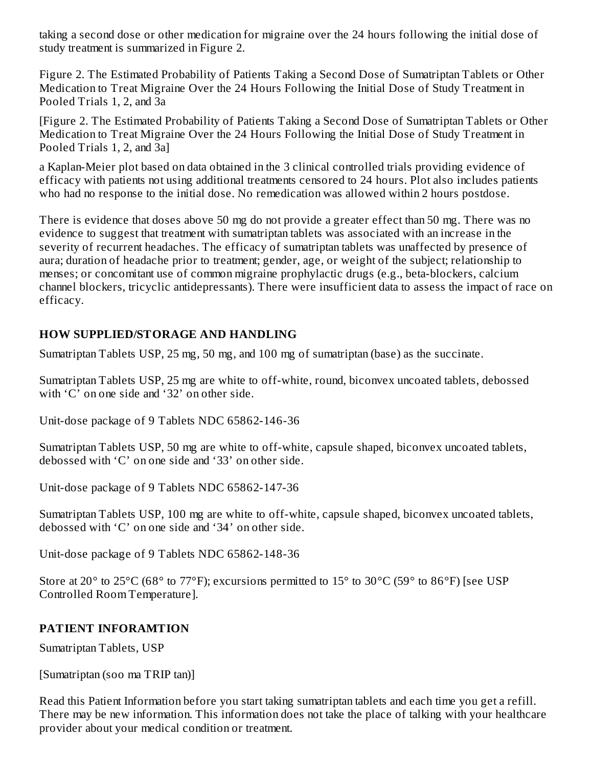taking a second dose or other medication for migraine over the 24 hours following the initial dose of study treatment is summarized in Figure 2.

Figure 2. The Estimated Probability of Patients Taking a Second Dose of Sumatriptan Tablets or Other Medication to Treat Migraine Over the 24 Hours Following the Initial Dose of Study Treatment in Pooled Trials 1, 2, and 3a

[Figure 2. The Estimated Probability of Patients Taking a Second Dose of Sumatriptan Tablets or Other Medication to Treat Migraine Over the 24 Hours Following the Initial Dose of Study Treatment in Pooled Trials 1, 2, and 3a]

a Kaplan-Meier plot based on data obtained in the 3 clinical controlled trials providing evidence of efficacy with patients not using additional treatments censored to 24 hours. Plot also includes patients who had no response to the initial dose. No remedication was allowed within 2 hours postdose.

There is evidence that doses above 50 mg do not provide a greater effect than 50 mg. There was no evidence to suggest that treatment with sumatriptan tablets was associated with an increase in the severity of recurrent headaches. The efficacy of sumatriptan tablets was unaffected by presence of aura; duration of headache prior to treatment; gender, age, or weight of the subject; relationship to menses; or concomitant use of common migraine prophylactic drugs (e.g., beta-blockers, calcium channel blockers, tricyclic antidepressants). There were insufficient data to assess the impact of race on efficacy.

## HOW SUPPLIED/STORAGE AND HANDLING

Sumatriptan Tablets USP, 25 mg, 50 mg, and 100 mg of sumatriptan (base) as the succinate.

Sumatriptan Tablets USP, 25 mg are white to off-white, round, biconvex uncoated tablets, debossed with 'C' on one side and '32' on other side.

Unit-dose package of 9 Tablets NDC 65862-146-36

Sumatriptan Tablets USP, 50 mg are white to off-white, capsule shaped, biconvex uncoated tablets, debossed with 'C' on one side and '33' on other side.

Unit-dose package of 9 Tablets NDC 65862-147-36

Sumatriptan Tablets USP, 100 mg are white to off-white, capsule shaped, biconvex uncoated tablets, debossed with 'C' on one side and '34' on other side.

Unit-dose package of 9 Tablets NDC 65862-148-36

Store at 20° to 25°C (68° to 77°F); excursions permitted to 15° to 30°C (59° to 86°F) [see USP Controlled Room Temperature].

## PATIENT INFORAMTION

Sumatriptan Tablets, USP

[Sumatriptan (soo ma TRIP tan)]

Read this Patient Information before you start taking sumatriptan tablets and each time you get a refill. There may be new information. This information does not take the place of talking with your healthcare provider about your medical condition or treatment.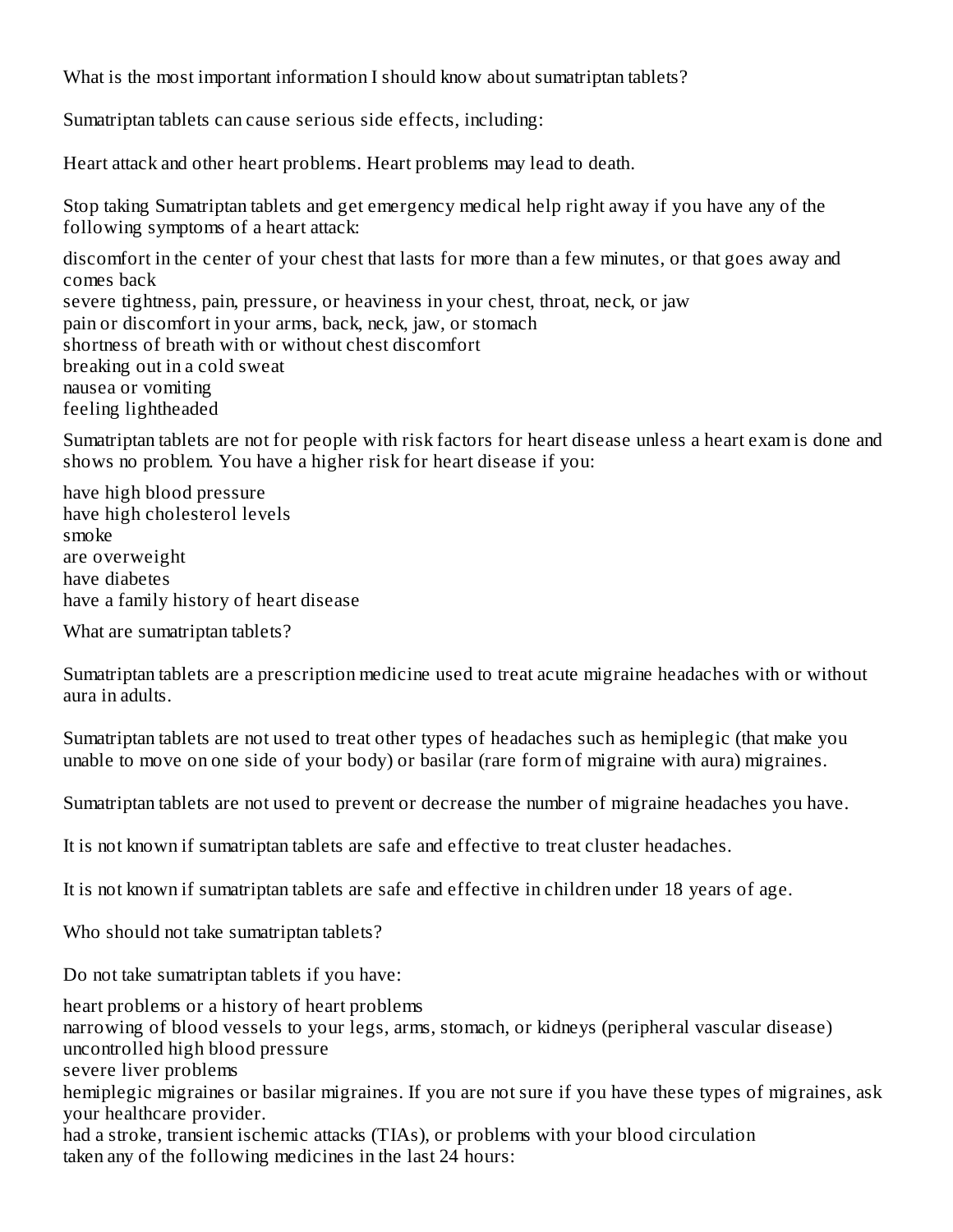## What is the most important information I should know about sumatriptan tablets?

Sumatriptan tablets can cause serious side effects, including:

**Heart attack and other heart problems.** Heart problems may lead to death.

Stop taking Sumatriptan tablets and get emergency medical help right away if you have any of the following symptoms of a heart attack:

- discomfort in the center of your chest that lasts for more than a few minutes, or that goes away and comes back
- severe tightness, pain, pressure, or heaviness in your chest, throat, neck, or jaw
- pain or discomfort in your arms, back, neck, jaw, or stomach
- shortness of breath with or without chest discomfort
- breaking out in a cold sweat
- nausea or vomiting
- feeling lightheaded

Sumatriptan tablets are not for people with risk factors for heart disease unless a heart exam is done and shows no problem. You have a higher risk for heart disease if you:

- have high blood pressure
- have high cholesterol levels
- smoke
- are overweight
- have diabetes
- have a family history of heart disease

## What are sumatriptan tablets?

Sumatriptan tablets are a prescription medicine used to treat acute migraine headaches with or without aura in adults.

Sumatriptan tablets are not used to treat other types of headaches such as hemiplegic (that make you unable to move on one side of your body) or basilar (rare form of migraine with aura) migraines.

Sumatriptan tablets are not used to prevent or decrease the number of migraine headaches you have.

It is not known if sumatriptan tablets are safe and effective to treat cluster headaches.

It is not known if sumatriptan tablets are safe and effective in children under 18 years of age.

## Who should not take sumatriptan tablets?

Do not take sumatriptan tablets if you have:

- heart problems or a history of heart problems
- narrowing of blood vessels to your legs, arms, stomach, or kidneys (peripheral vascular disease)
- uncontrolled high blood pressure
- severe liver problems
- hemiplegic migraines or basilar migraines. If you are not sure if you have these types of migraines, ask your healthcare provider.
- had a stroke, transient ischemic attacks (TIAs), or problems with your blood circulation
- taken any of the following medicines in the last 24 hours: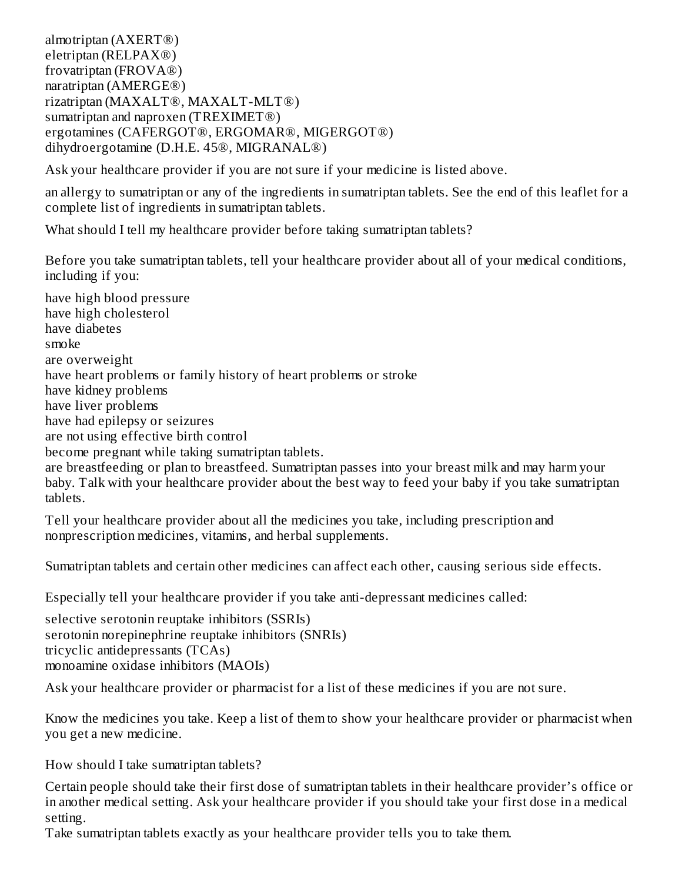- almotriptan (AXERT®)
- eletriptan (RELPAX®)
- frovatriptan (FROVA®)
- naratriptan (AMERGE®)
- rizatriptan (MAXALT®, MAXALT-MLT®)
- sumatriptan and naproxen (TREXIMET®)
- ergotamines (CAFERGOT®, ERGOMAR®, MIGERGOT®)
- dihydroergotamine (D.H.E. 45®, MIGRANAL®)

Ask your healthcare provider if you are not sure if your medicine is listed above.

an allergy to sumatriptan or any of the ingredients in sumatriptan tablets. See the end of this leaflet for a complete list of ingredients in sumatriptan tablets.

## What should I tell my healthcare provider before taking sumatriptan tablets?

Before you take sumatriptan tablets, tell your healthcare provider about all of your medical conditions, including if you:

- have high blood pressure
- have high cholesterol
- have diabetes
- smoke
- are overweight
- have heart problems or family history of heart problems or stroke
- have kidney problems
- have liver problems
- have had epilepsy or seizures
- are not using effective birth control
- become pregnant while taking sumatriptan tablets.
- are breastfeeding or plan to breastfeed. Sumatriptan passes into your breast milk and may harm your baby. Talk with your healthcare provider about the best way to feed your baby if you take sumatriptan tablets.

Tell your healthcare provider about all the medicines you take, including prescription and nonprescription medicines, vitamins, and herbal supplements.

Sumatriptan tablets and certain other medicines can affect each other, causing serious side effects.

Especially tell your healthcare provider if you take anti-depressant medicines called:

- selective serotonin reuptake inhibitors (SSRIs)
- serotonin norepinephrine reuptake inhibitors (SNRIs)
- tricyclic antidepressants (TCAs)
- monoamine oxidase inhibitors (MAOIs)

Ask your healthcare provider or pharmacist for a list of these medicines if you are not sure.

Know the medicines you take. Keep a list of them to show your healthcare provider or pharmacist when you get a new medicine.

## How should I take sumatriptan tablets?

- Certain people should take their first dose of sumatriptan tablets in their healthcare provider's office or in another medical setting. Ask your healthcare provider if you should take your first dose in a medical setting.
- Take sumatriptan tablets exactly as your healthcare provider tells you to take them.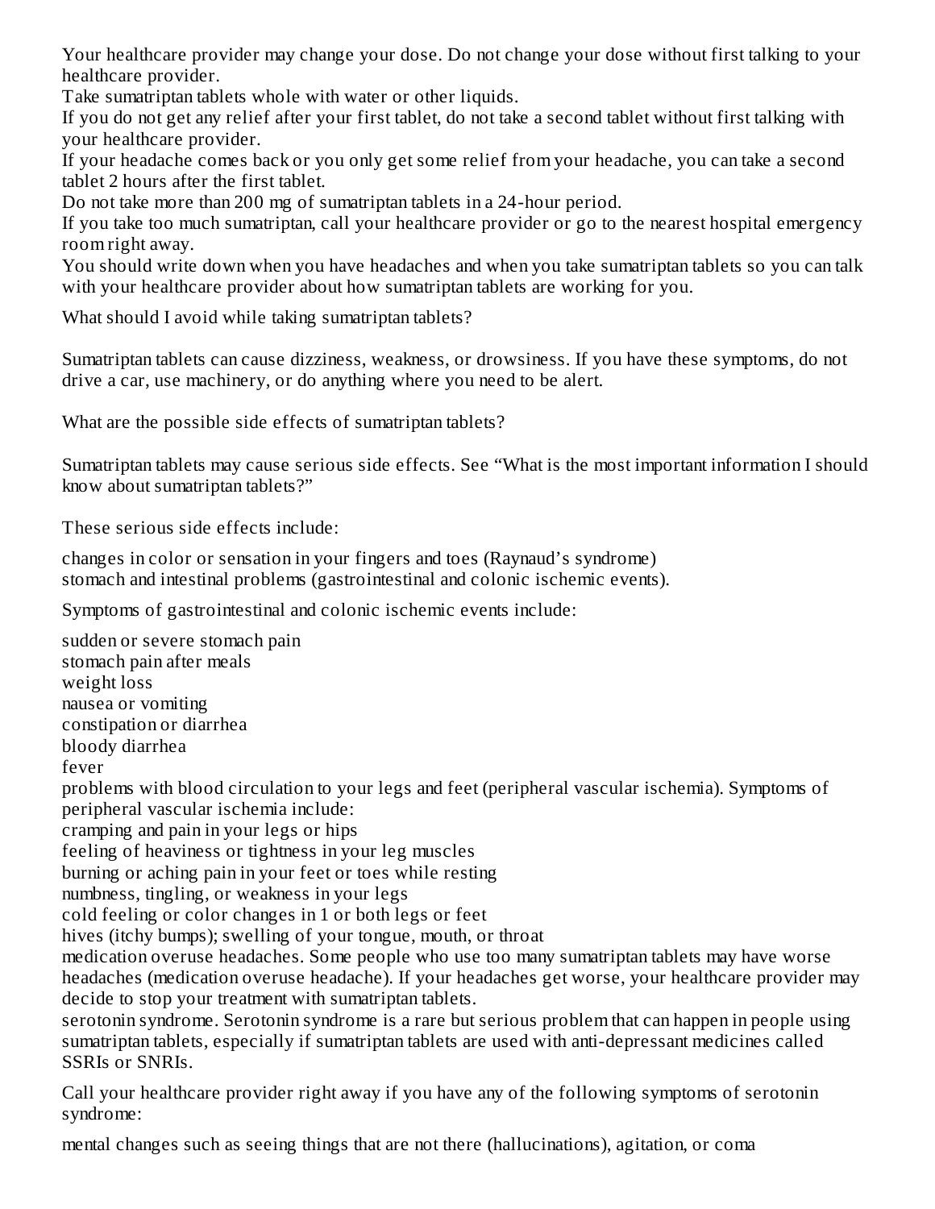Your healthcare provider may change your dose. Do not change your dose without first talking to your healthcare provider.

Take sumatriptan tablets whole with water or other liquids.

If you do not get any relief after your first tablet, do not take a second tablet without first talking with your healthcare provider.

If your headache comes back or you only get some relief from your headache, you can take a second tablet 2 hours after the first tablet.

Do not take more than 200 mg of sumatriptan tablets in a 24-hour period.

If you take too much sumatriptan, call your healthcare provider or go to the nearest hospital emergency room right away.

You should write down when you have headaches and when you take sumatriptan tablets so you can talk with your healthcare provider about how sumatriptan tablets are working for you.

## What should I avoid while taking sumatriptan tablets?

Sumatriptan tablets can cause dizziness, weakness, or drowsiness. If you have these symptoms, do not drive a car, use machinery, or do anything where you need to be alert.

## What are the possible side effects of sumatriptan tablets?

Sumatriptan tablets may cause serious side effects. See "What is the most important information I should know about sumatriptan tablets?"

These serious side effects include:

- changes in color or sensation in your fingers and toes (Raynaud's syndrome)
- stomach and intestinal problems (gastrointestinal and colonic ischemic events).

Symptoms of gastrointestinal and colonic ischemic events include:

- sudden or severe stomach pain
- stomach pain after meals
- weight loss
- nausea or vomiting
- constipation or diarrhea
- bloody diarrhea
- fever

- problems with blood circulation to your legs and feet (peripheral vascular ischemia). Symptoms of peripheral vascular ischemia include:
  - cramping and pain in your legs or hips
  - feeling of heaviness or tightness in your leg muscles
  - burning or aching pain in your feet or toes while resting
  - numbness, tingling, or weakness in your legs
  - cold feeling or color changes in 1 or both legs or feet
- hives (itchy bumps); swelling of your tongue, mouth, or throat
- medication overuse headaches. Some people who use too many sumatriptan tablets may have worse headaches (medication overuse headache). If your headaches get worse, your healthcare provider may decide to stop your treatment with sumatriptan tablets.
- serotonin syndrome. Serotonin syndrome is a rare but serious problem that can happen in people using sumatriptan tablets, especially if sumatriptan tablets are used with anti-depressant medicines called SSRIs or SNRIs.

Call your healthcare provider right away if you have any of the following symptoms of serotonin syndrome:

- mental changes such as seeing things that are not there (hallucinations), agitation, or coma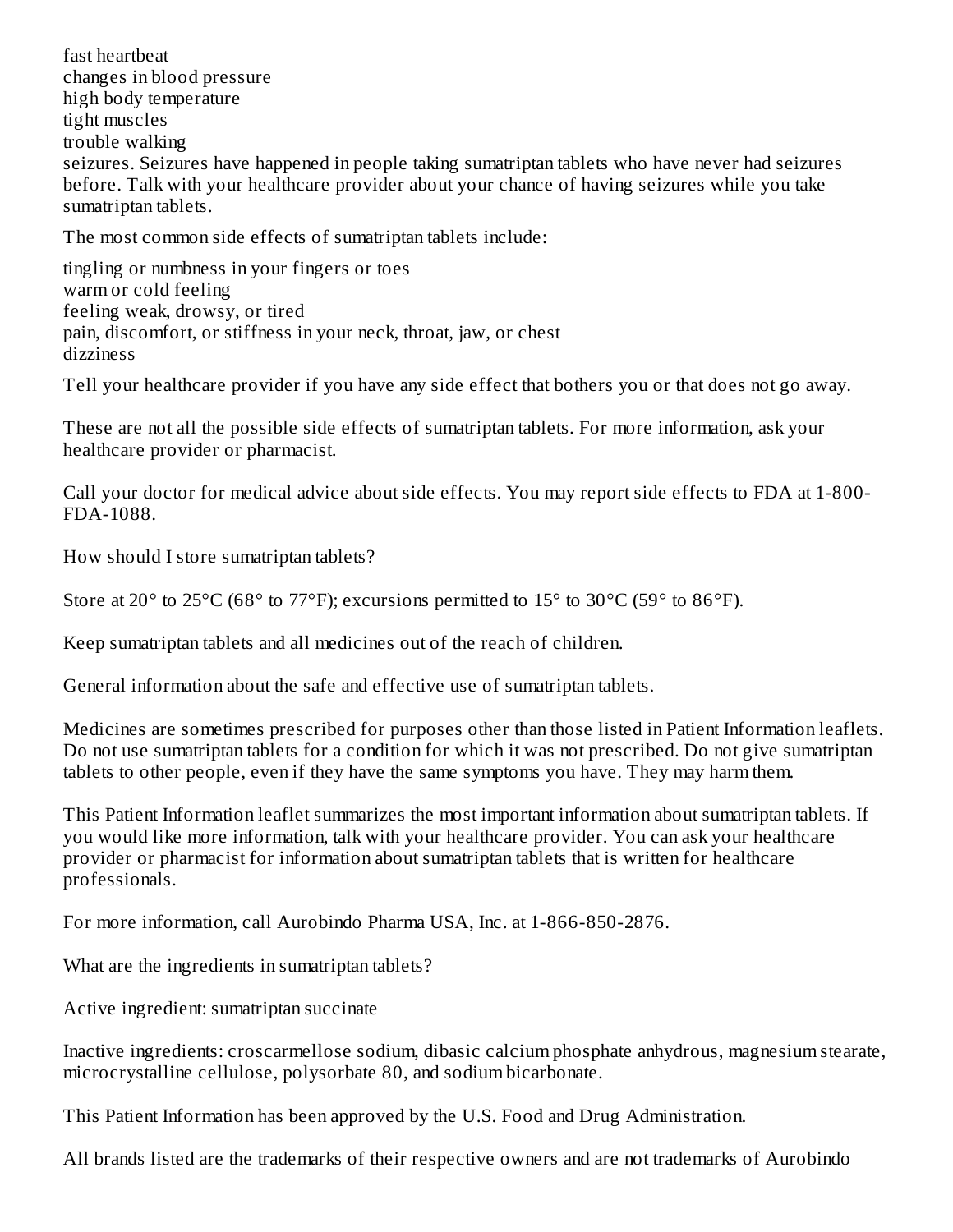- fast heartbeat
- changes in blood pressure
- high body temperature
- tight muscles
- trouble walking
- seizures. Seizures have happened in people taking sumatriptan tablets who have never had seizures before. Talk with your healthcare provider about your chance of having seizures while you take sumatriptan tablets.

The most common side effects of sumatriptan tablets include:

- tingling or numbness in your fingers or toes
- warm or cold feeling
- feeling weak, drowsy, or tired
- pain, discomfort, or stiffness in your neck, throat, jaw, or chest
- dizziness

Tell your healthcare provider if you have any side effect that bothers you or that does not go away.

These are not all the possible side effects of sumatriptan tablets. For more information, ask your healthcare provider or pharmacist.

Call your doctor for medical advice about side effects. You may report side effects to FDA at 1-800-FDA-1088.

## How should I store sumatriptan tablets?

Store at 20° to 25°C (68° to 77°F); excursions permitted to 15° to 30°C (59° to 86°F).

Keep sumatriptan tablets and all medicines out of the reach of children.

## General information about the safe and effective use of sumatriptan tablets.

Medicines are sometimes prescribed for purposes other than those listed in Patient Information leaflets. Do not use sumatriptan tablets for a condition for which it was not prescribed. Do not give sumatriptan tablets to other people, even if they have the same symptoms you have. They may harm them.

This Patient Information leaflet summarizes the most important information about sumatriptan tablets. If you would like more information, talk with your healthcare provider. You can ask your healthcare provider or pharmacist for information about sumatriptan tablets that is written for healthcare professionals.

For more information, call Aurobindo Pharma USA, Inc. at 1-866-850-2876.

## What are the ingredients in sumatriptan tablets?

Active ingredient: sumatriptan succinate

Inactive ingredients: croscarmellose sodium, dibasic calcium phosphate anhydrous, magnesium stearate, microcrystalline cellulose, polysorbate 80, and sodium bicarbonate.

This Patient Information has been approved by the U.S. Food and Drug Administration.

All brands listed are the trademarks of their respective owners and are not trademarks of Aurobindo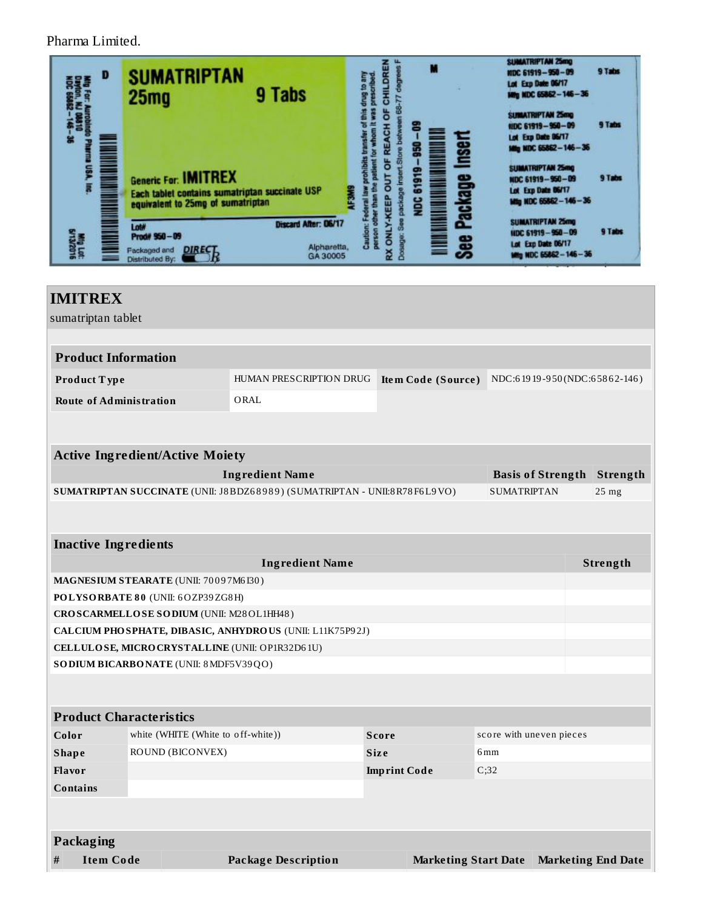Pharma Limited.

SUMATRIPTAN 25mg 9 Tabs

Generic For: IMITREX

Each tablet contains sumatriptan succinate USP equivalent to 25mg of sumatriptan

Lot#

Prod# 950–09

Discard After: 06/17

Packaged and Distributed By: DIRECT Rx

Alpharetta, GA 30005

Mfg For: Aurobindo Pharma USA, Inc. Dayton, NJ 08810

NDC 65862–146–36

Mfg Lot: 6/13/2016

Caution: Federal law prohibits transfer of this drug to any person other than the patient for whom it was prescribed.

RX ONLY-KEEP OUT OF REACH OF CHILDREN

Dosage: See package insert. Store between 68-77 degrees F

NDC 61919–950–09

See Package Insert

SUMATRIPTAN 25mg 9 Tabs
NDC 61919–950–09
Lot Exp Date 06/17
Mfg NDC 65862–146–36

# IMITREX

sumatriptan tablet

| Product Information | | | |
|---|---|---|---|
| **Product Type** | HUMAN PRESCRIPTION DRUG | **Item Code (Source)** | NDC:61919-950(NDC:65862-146) |
| **Route of Administration** | ORAL | | |

| Active Ingredient/Active Moiety | | |
|---|---|---|
| **Ingredient Name** | **Basis of Strength** | **Strength** |
| **SUMATRIPTAN SUCCINATE** (UNII: J8BDZ68989) (SUMATRIPTAN - UNII:8R78F6L9VO) | SUMATRIPTAN | 25 mg |

| Inactive Ingredients | |
|---|---|
| **Ingredient Name** | **Strength** |
| **MAGNESIUM STEARATE** (UNII: 70097M6I30) | |
| **POLYSORBATE 80** (UNII: 6OZP39ZG8H) | |
| **CROSCARMELLOSE SODIUM** (UNII: M28OL1HH48) | |
| **CALCIUM PHOSPHATE, DIBASIC, ANHYDROUS** (UNII: L11K75P92J) | |
| **CELLULOSE, MICROCRYSTALLINE** (UNII: OP1R32D61U) | |
| **SODIUM BICARBONATE** (UNII: 8MDF5V39QO) | |

| Product Characteristics | | | |
|---|---|---|---|
| **Color** | white (WHITE (White to off-white)) | **Score** | score with uneven pieces |
| **Shape** | ROUND (BICONVEX) | **Size** | 6mm |
| **Flavor** | | **Imprint Code** | C;32 |
| **Contains** | | | |

| Packaging | | | | |
|---|---|---|---|---|
| **#** | **Item Code** | **Package Description** | **Marketing Start Date** | **Marketing End Date** |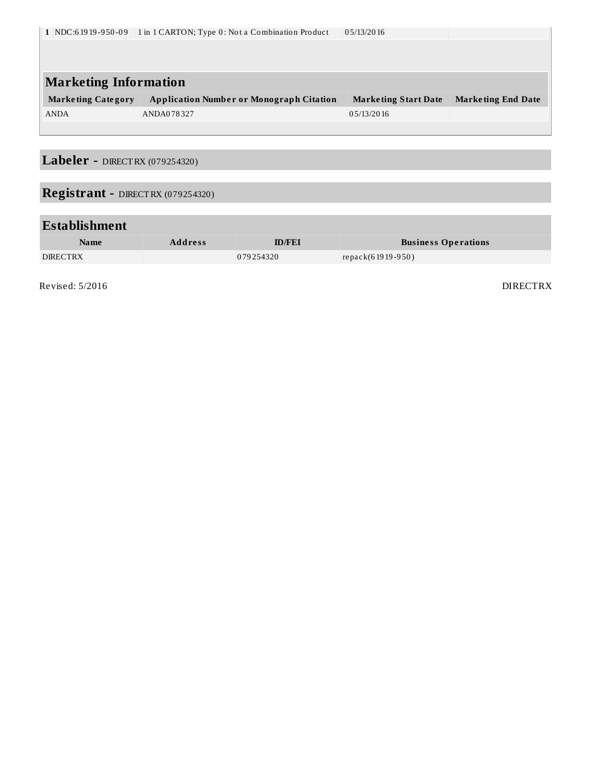| | | | | |
|---|---|---|---|---|
| 1 | NDC:61919-950-09 | 1 in 1 CARTON; Type 0: Not a Combination Product | 05/13/2016 | |

## Marketing Information

| Marketing Category | Application Number or Monograph Citation | Marketing Start Date | Marketing End Date |
|---|---|---|---|
| ANDA | ANDA078327 | 05/13/2016 | |

## Labeler - DIRECT RX (079254320)

## Registrant - DIRECT RX (079254320)

## Establishment

| Name | Address | ID/FEI | Business Operations |
|---|---|---|---|
| DIRECTRX | | 079254320 | repack(61919-950) |

Revised: 5/2016

DIRECTRX